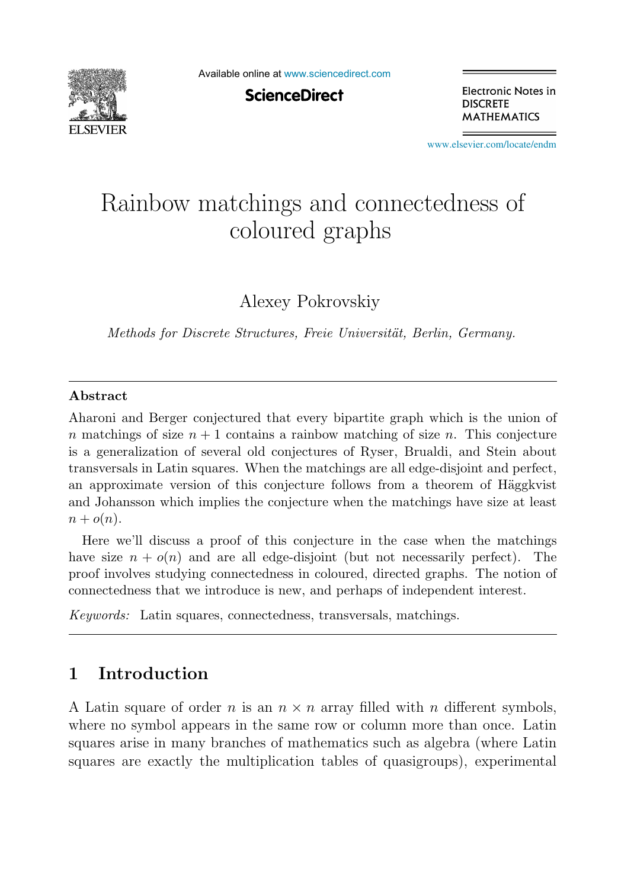# Rainbow matchings and connectedness of coloured graphs

Alexey Pokrovskiy

*Methods for Discrete Structures, Freie Universität, Berlin, Germany.*

---

## Abstract

Aharoni and Berger conjectured that every bipartite graph which is the union of $n$ matchings of size $n+1$ contains a rainbow matching of size $n$. This conjecture is a generalization of several old conjectures of Ryser, Brualdi, and Stein about transversals in Latin squares. When the matchings are all edge-disjoint and perfect, an approximate version of this conjecture follows from a theorem of Häggkvist and Johansson which implies the conjecture when the matchings have size at least $n + o(n)$.

Here we'll discuss a proof of this conjecture in the case when the matchings have size $n + o(n)$ and are all edge-disjoint (but not necessarily perfect). The proof involves studying connectedness in coloured, directed graphs. The notion of connectedness that we introduce is new, and perhaps of independent interest.

*Keywords:* Latin squares, connectedness, transversals, matchings.

---

## 1 Introduction

A Latin square of order $n$ is an $n \times n$ array filled with $n$ different symbols, where no symbol appears in the same row or column more than once. Latin squares arise in many branches of mathematics such as algebra (where Latin squares are exactly the multiplication tables of quasigroups), experimental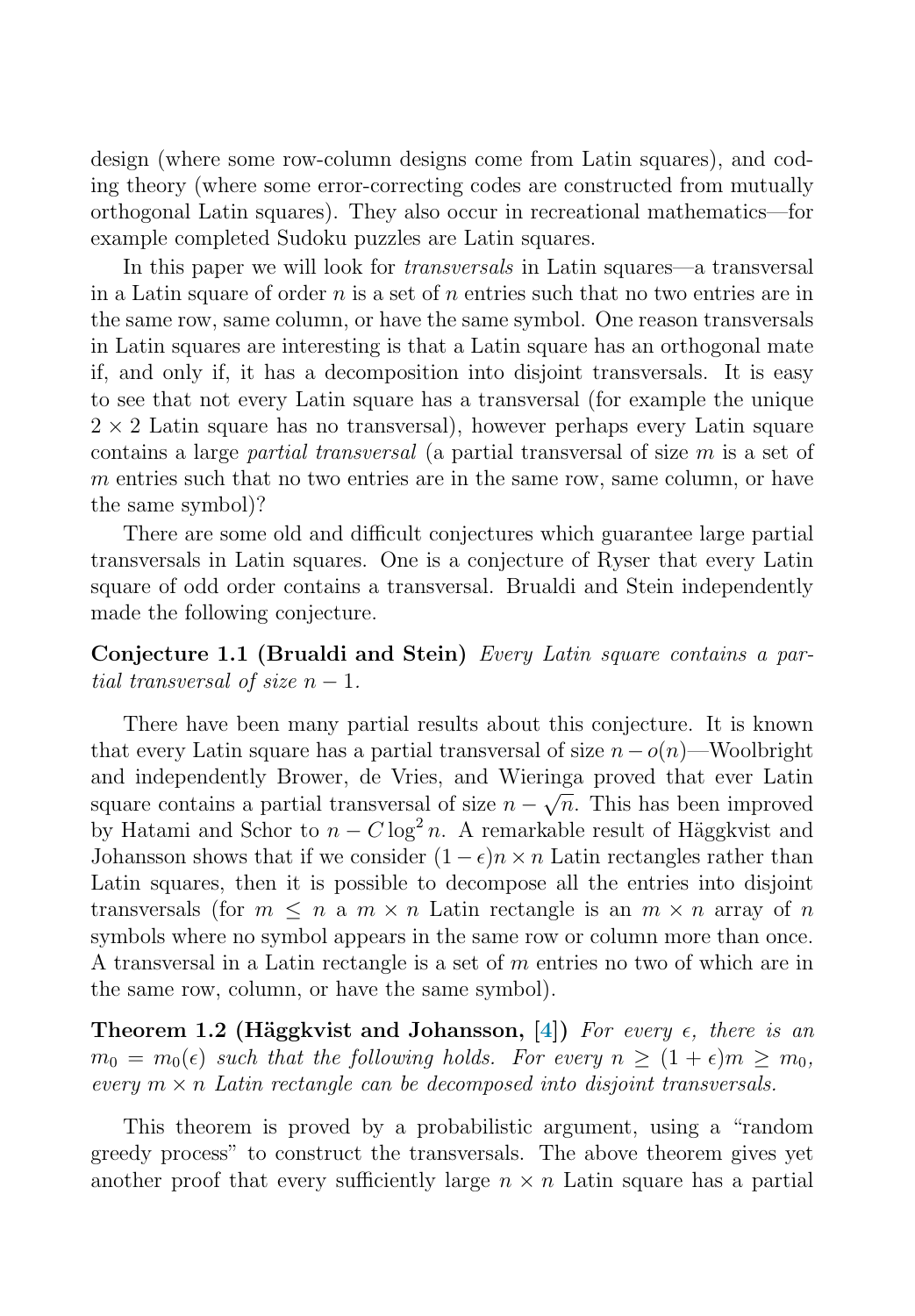design (where some row-column designs come from Latin squares), and coding theory (where some error-correcting codes are constructed from mutually orthogonal Latin squares). They also occur in recreational mathematics—for example completed Sudoku puzzles are Latin squares.

In this paper we will look for *transversals* in Latin squares—a transversal in a Latin square of order $n$ is a set of $n$ entries such that no two entries are in the same row, same column, or have the same symbol. One reason transversals in Latin squares are interesting is that a Latin square has an orthogonal mate if, and only if, it has a decomposition into disjoint transversals. It is easy to see that not every Latin square has a transversal (for example the unique $2 \times 2$ Latin square has no transversal), however perhaps every Latin square contains a large *partial transversal* (a partial transversal of size $m$ is a set of $m$ entries such that no two entries are in the same row, same column, or have the same symbol)?

There are some old and difficult conjectures which guarantee large partial transversals in Latin squares. One is a conjecture of Ryser that every Latin square of odd order contains a transversal. Brualdi and Stein independently made the following conjecture.

**Conjecture 1.1 (Brualdi and Stein)** *Every Latin square contains a partial transversal of size $n-1$.*

There have been many partial results about this conjecture. It is known that every Latin square has a partial transversal of size $n - o(n)$—Woolbright and independently Brower, de Vries, and Wieringa proved that ever Latin square contains a partial transversal of size $n - \sqrt{n}$. This has been improved by Hatami and Schor to $n - C\log^2 n$. A remarkable result of Häggkvist and Johansson shows that if we consider $(1-\epsilon)n \times n$ Latin rectangles rather than Latin squares, then it is possible to decompose all the entries into disjoint transversals (for $m \leq n$ a $m \times n$ Latin rectangle is an $m \times n$ array of $n$ symbols where no symbol appears in the same row or column more than once. A transversal in a Latin rectangle is a set of $m$ entries no two of which are in the same row, column, or have the same symbol).

**Theorem 1.2 (Häggkvist and Johansson, [4])** *For every $\epsilon$, there is an $m_0 = m_0(\epsilon)$ such that the following holds. For every $n \geq (1+\epsilon)m \geq m_0$, every $m \times n$ Latin rectangle can be decomposed into disjoint transversals.*

This theorem is proved by a probabilistic argument, using a "random greedy process" to construct the transversals. The above theorem gives yet another proof that every sufficiently large $n \times n$ Latin square has a partial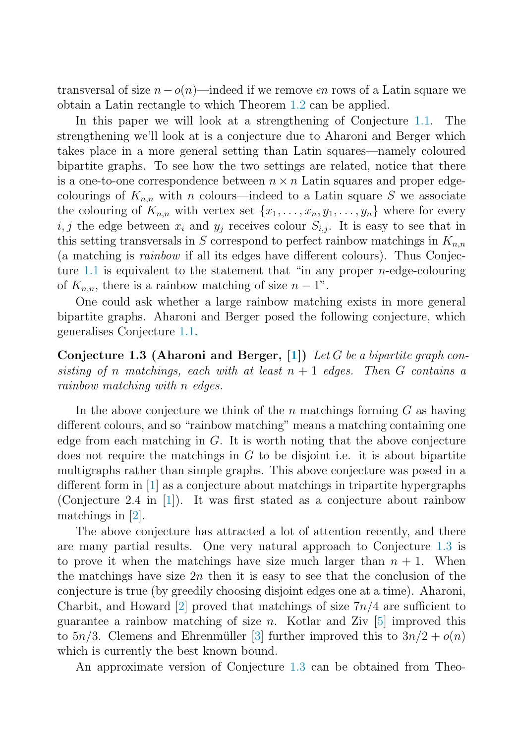transversal of size $n - o(n)$—indeed if we remove $\epsilon n$ rows of a Latin square we obtain a Latin rectangle to which Theorem 1.2 can be applied.

In this paper we will look at a strengthening of Conjecture 1.1. The strengthening we'll look at is a conjecture due to Aharoni and Berger which takes place in a more general setting than Latin squares—namely coloured bipartite graphs. To see how the two settings are related, notice that there is a one-to-one correspondence between $n \times n$ Latin squares and proper edge-colourings of $K_{n,n}$ with $n$ colours—indeed to a Latin square $S$ we associate the colouring of $K_{n,n}$ with vertex set $\{x_1, \dots, x_n, y_1, \dots, y_n\}$ where for every $i, j$ the edge between $x_i$ and $y_j$ receives colour $S_{i,j}$. It is easy to see that in this setting transversals in $S$ correspond to perfect rainbow matchings in $K_{n,n}$ (a matching is *rainbow* if all its edges have different colours). Thus Conjecture 1.1 is equivalent to the statement that "in any proper $n$-edge-colouring of $K_{n,n}$, there is a rainbow matching of size $n-1$".

One could ask whether a large rainbow matching exists in more general bipartite graphs. Aharoni and Berger posed the following conjecture, which generalises Conjecture 1.1.

**Conjecture 1.3 (Aharoni and Berger, [1])** *Let $G$ be a bipartite graph consisting of $n$ matchings, each with at least $n+1$ edges. Then $G$ contains a rainbow matching with $n$ edges.*

In the above conjecture we think of the $n$ matchings forming $G$ as having different colours, and so "rainbow matching" means a matching containing one edge from each matching in $G$. It is worth noting that the above conjecture does not require the matchings in $G$ to be disjoint i.e. it is about bipartite multigraphs rather than simple graphs. This above conjecture was posed in a different form in [1] as a conjecture about matchings in tripartite hypergraphs (Conjecture 2.4 in [1]). It was first stated as a conjecture about rainbow matchings in [2].

The above conjecture has attracted a lot of attention recently, and there are many partial results. One very natural approach to Conjecture 1.3 is to prove it when the matchings have size much larger than $n+1$. When the matchings have size $2n$ then it is easy to see that the conclusion of the conjecture is true (by greedily choosing disjoint edges one at a time). Aharoni, Charbit, and Howard [2] proved that matchings of size $7n/4$ are sufficient to guarantee a rainbow matching of size $n$. Kotlar and Ziv [5] improved this to $5n/3$. Clemens and Ehrenmüller [3] further improved this to $3n/2 + o(n)$ which is currently the best known bound.

An approximate version of Conjecture 1.3 can be obtained from Theo-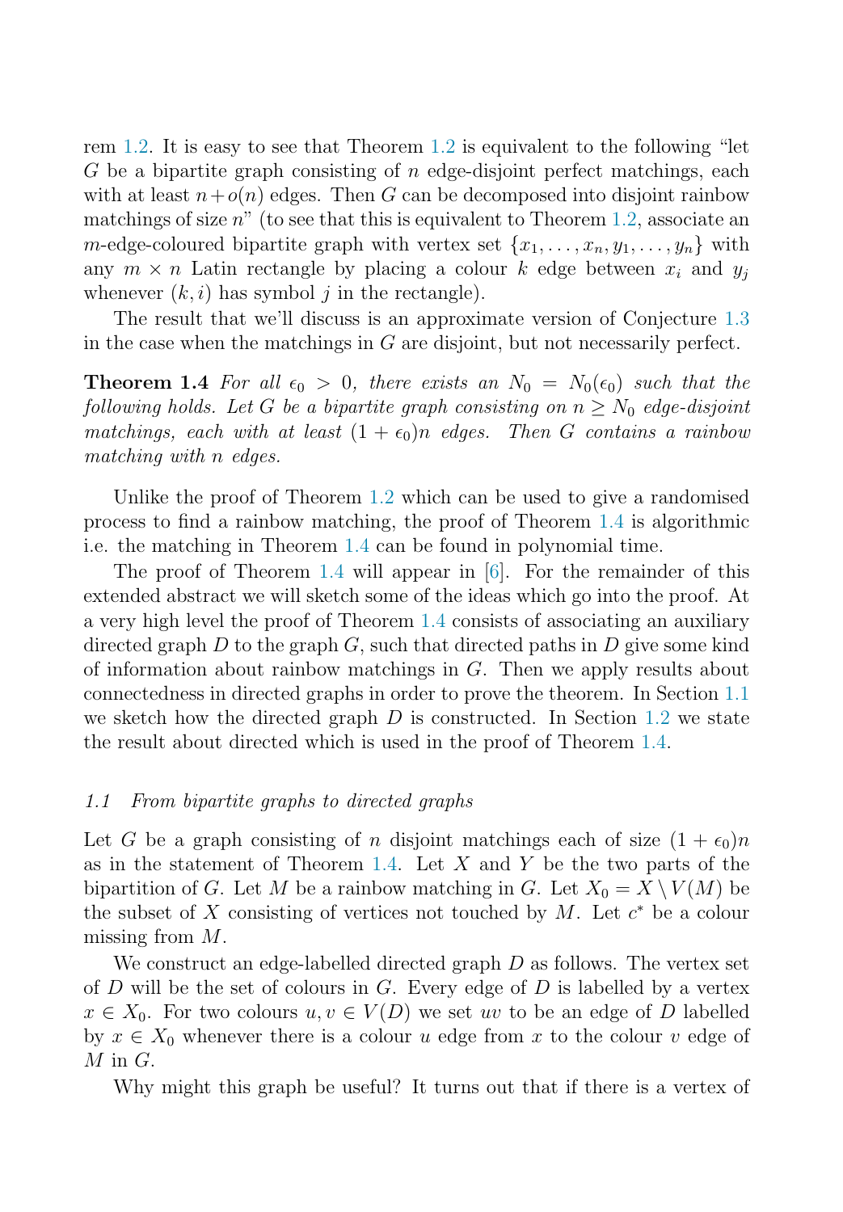rem 1.2. It is easy to see that Theorem 1.2 is equivalent to the following "let $G$ be a bipartite graph consisting of $n$ edge-disjoint perfect matchings, each with at least $n+o(n)$ edges. Then $G$ can be decomposed into disjoint rainbow matchings of size $n$" (to see that this is equivalent to Theorem 1.2, associate an $m$-edge-coloured bipartite graph with vertex set $\{x_1, \dots, x_n, y_1, \dots, y_n\}$ with any $m \times n$ Latin rectangle by placing a colour $k$ edge between $x_i$ and $y_j$ whenever $(k, i)$ has symbol $j$ in the rectangle).

The result that we'll discuss is an approximate version of Conjecture 1.3 in the case when the matchings in $G$ are disjoint, but not necessarily perfect.

**Theorem 1.4** *For all $\epsilon_0 > 0$, there exists an $N_0 = N_0(\epsilon_0)$ such that the following holds. Let $G$ be a bipartite graph consisting on $n \geq N_0$ edge-disjoint matchings, each with at least $(1+\epsilon_0)n$ edges. Then $G$ contains a rainbow matching with $n$ edges.*

Unlike the proof of Theorem 1.2 which can be used to give a randomised process to find a rainbow matching, the proof of Theorem 1.4 is algorithmic i.e. the matching in Theorem 1.4 can be found in polynomial time.

The proof of Theorem 1.4 will appear in [6]. For the remainder of this extended abstract we will sketch some of the ideas which go into the proof. At a very high level the proof of Theorem 1.4 consists of associating an auxiliary directed graph $D$ to the graph $G$, such that directed paths in $D$ give some kind of information about rainbow matchings in $G$. Then we apply results about connectedness in directed graphs in order to prove the theorem. In Section 1.1 we sketch how the directed graph $D$ is constructed. In Section 1.2 we state the result about directed which is used in the proof of Theorem 1.4.

### *1.1 From bipartite graphs to directed graphs*

Let $G$ be a graph consisting of $n$ disjoint matchings each of size $(1+\epsilon_0)n$ as in the statement of Theorem 1.4. Let $X$ and $Y$ be the two parts of the bipartition of $G$. Let $M$ be a rainbow matching in $G$. Let $X_0 = X \setminus V(M)$ be the subset of $X$ consisting of vertices not touched by $M$. Let $c^*$ be a colour missing from $M$.

We construct an edge-labelled directed graph $D$ as follows. The vertex set of $D$ will be the set of colours in $G$. Every edge of $D$ is labelled by a vertex $x \in X_0$. For two colours $u, v \in V(D)$ we set $uv$ to be an edge of $D$ labelled by $x \in X_0$ whenever there is a colour $u$ edge from $x$ to the colour $v$ edge of $M$ in $G$.

Why might this graph be useful? It turns out that if there is a vertex of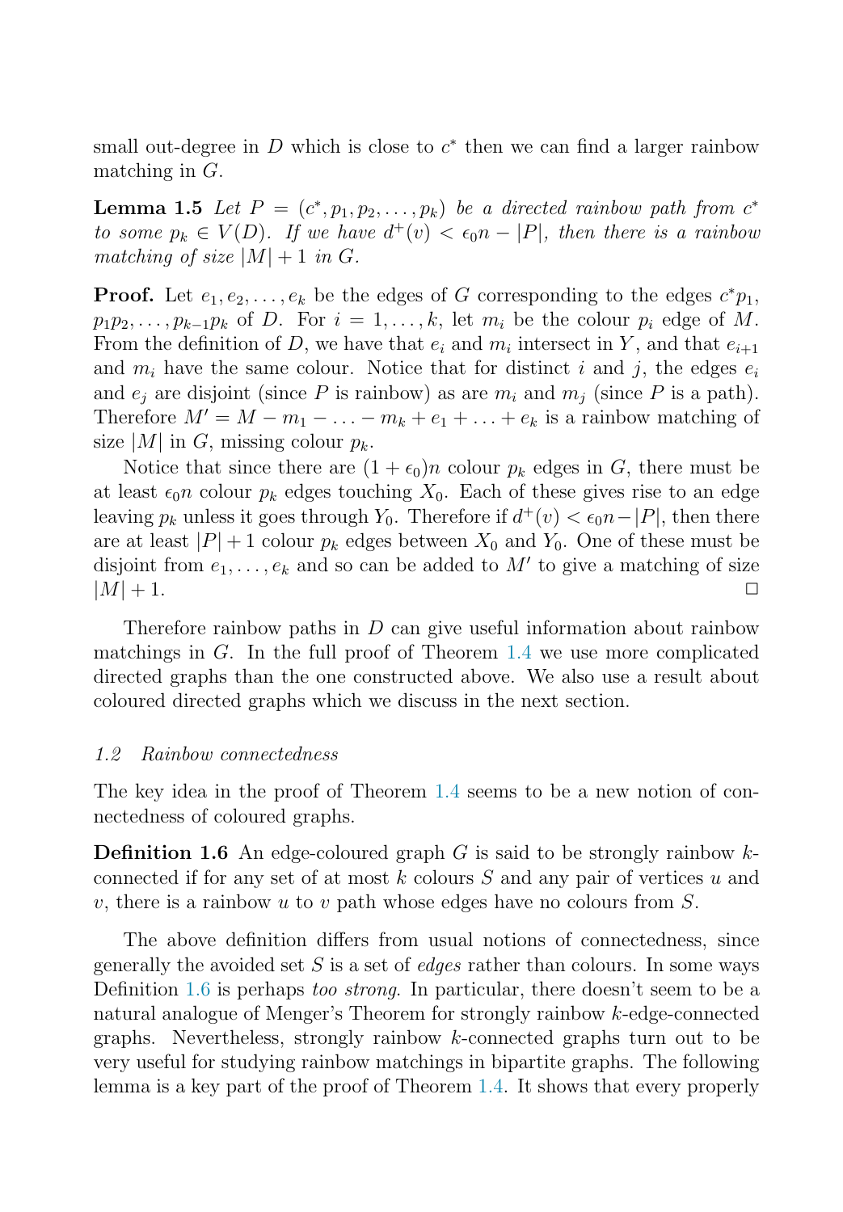small out-degree in $D$ which is close to $c^*$ then we can find a larger rainbow matching in $G$.

**Lemma 1.5** *Let $P = (c^*, p_1, p_2, \ldots, p_k)$ be a directed rainbow path from $c^*$ to some $p_k \in V(D)$. If we have $d^+(v) < \epsilon_0 n - |P|$, then there is a rainbow matching of size $|M|+1$ in $G$.*

**Proof.** Let $e_1, e_2, \ldots, e_k$ be the edges of $G$ corresponding to the edges $c^*p_1$, $p_1p_2, \ldots, p_{k-1}p_k$ of $D$. For $i = 1, \ldots, k$, let $m_i$ be the colour $p_i$ edge of $M$. From the definition of $D$, we have that $e_i$ and $m_i$ intersect in $Y$, and that $e_{i+1}$ and $m_i$ have the same colour. Notice that for distinct $i$ and $j$, the edges $e_i$ and $e_j$ are disjoint (since $P$ is rainbow) as are $m_i$ and $m_j$ (since $P$ is a path). Therefore $M' = M - m_1 - \ldots - m_k + e_1 + \ldots + e_k$ is a rainbow matching of size $|M|$ in $G$, missing colour $p_k$.

Notice that since there are $(1+\epsilon_0)n$ colour $p_k$ edges in $G$, there must be at least $\epsilon_0 n$ colour $p_k$ edges touching $X_0$. Each of these gives rise to an edge leaving $p_k$ unless it goes through $Y_0$. Therefore if $d^+(v) < \epsilon_0 n - |P|$, then there are at least $|P|+1$ colour $p_k$ edges between $X_0$ and $Y_0$. One of these must be disjoint from $e_1, \ldots, e_k$ and so can be added to $M'$ to give a matching of size $|M|+1$. □

Therefore rainbow paths in $D$ can give useful information about rainbow matchings in $G$. In the full proof of Theorem 1.4 we use more complicated directed graphs than the one constructed above. We also use a result about coloured directed graphs which we discuss in the next section.

### 1.2 Rainbow connectedness

The key idea in the proof of Theorem 1.4 seems to be a new notion of connectedness of coloured graphs.

**Definition 1.6** An edge-coloured graph $G$ is said to be strongly rainbow $k$-connected if for any set of at most $k$ colours $S$ and any pair of vertices $u$ and $v$, there is a rainbow $u$ to $v$ path whose edges have no colours from $S$.

The above definition differs from usual notions of connectedness, since generally the avoided set $S$ is a set of *edges* rather than colours. In some ways Definition 1.6 is perhaps *too strong*. In particular, there doesn't seem to be a natural analogue of Menger's Theorem for strongly rainbow $k$-edge-connected graphs. Nevertheless, strongly rainbow $k$-connected graphs turn out to be very useful for studying rainbow matchings in bipartite graphs. The following lemma is a key part of the proof of Theorem 1.4. It shows that every properly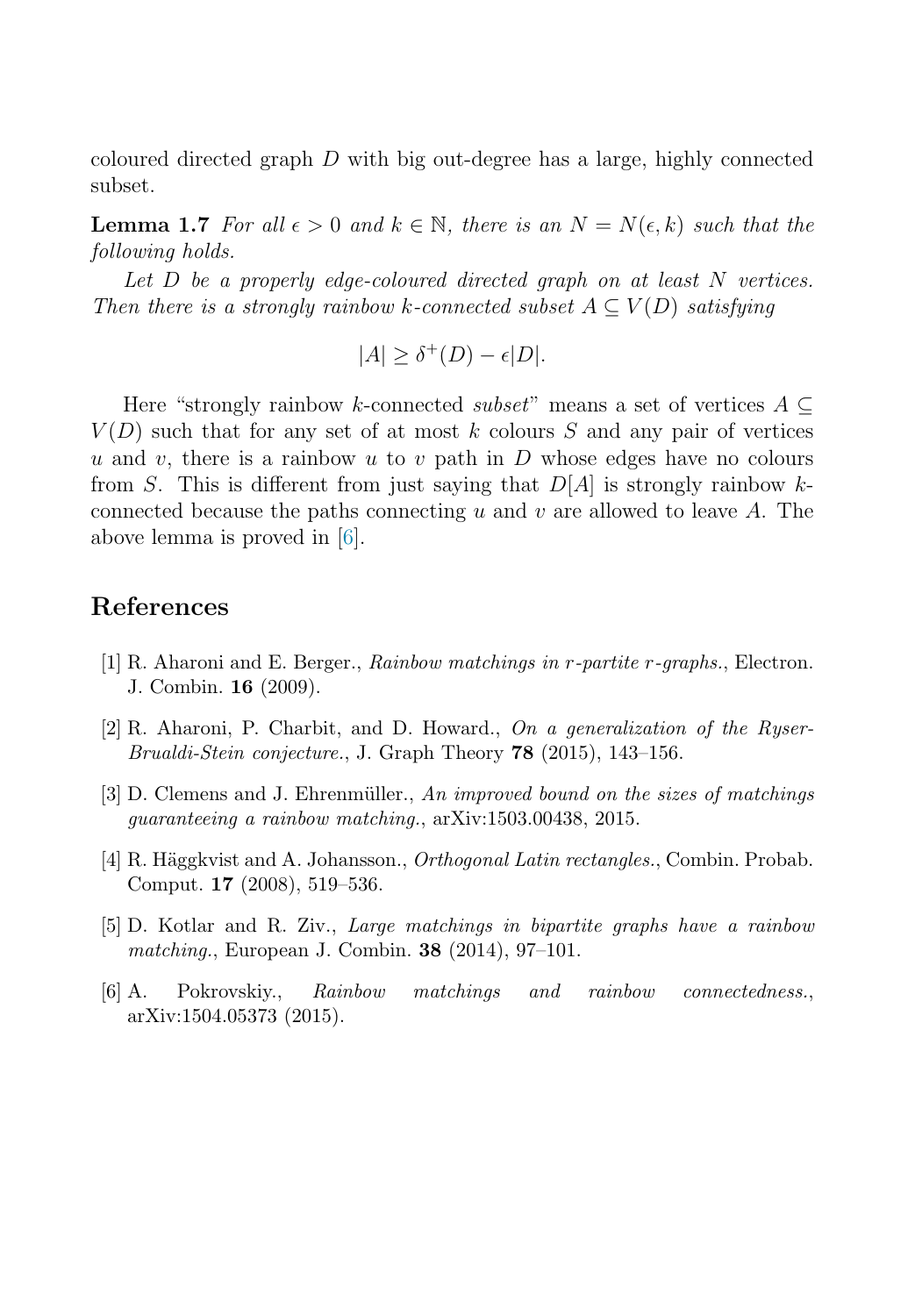coloured directed graph $D$ with big out-degree has a large, highly connected subset.

**Lemma 1.7** *For all $\epsilon > 0$ and $k \in \mathbb{N}$, there is an $N = N(\epsilon, k)$ such that the following holds.*

*Let $D$ be a properly edge-coloured directed graph on at least $N$ vertices. Then there is a strongly rainbow $k$-connected subset $A \subseteq V(D)$ satisfying*

$$|A| \geq \delta^+(D) - \epsilon|D|.$$

Here "strongly rainbow $k$-connected *subset*" means a set of vertices $A \subseteq V(D)$ such that for any set of at most $k$ colours $S$ and any pair of vertices $u$ and $v$, there is a rainbow $u$ to $v$ path in $D$ whose edges have no colours from $S$. This is different from just saying that $D[A]$ is strongly rainbow $k$-connected because the paths connecting $u$ and $v$ are allowed to leave $A$. The above lemma is proved in [6].

## References

[1] R. Aharoni and E. Berger., *Rainbow matchings in $r$-partite $r$-graphs.*, Electron. J. Combin. **16** (2009).

[2] R. Aharoni, P. Charbit, and D. Howard., *On a generalization of the Ryser-Brualdi-Stein conjecture.*, J. Graph Theory **78** (2015), 143–156.

[3] D. Clemens and J. Ehrenmüller., *An improved bound on the sizes of matchings guaranteeing a rainbow matching.*, arXiv:1503.00438, 2015.

[4] R. Häggkvist and A. Johansson., *Orthogonal Latin rectangles.*, Combin. Probab. Comput. **17** (2008), 519–536.

[5] D. Kotlar and R. Ziv., *Large matchings in bipartite graphs have a rainbow matching.*, European J. Combin. **38** (2014), 97–101.

[6] A. Pokrovskiy., *Rainbow matchings and rainbow connectedness.*, arXiv:1504.05373 (2015).